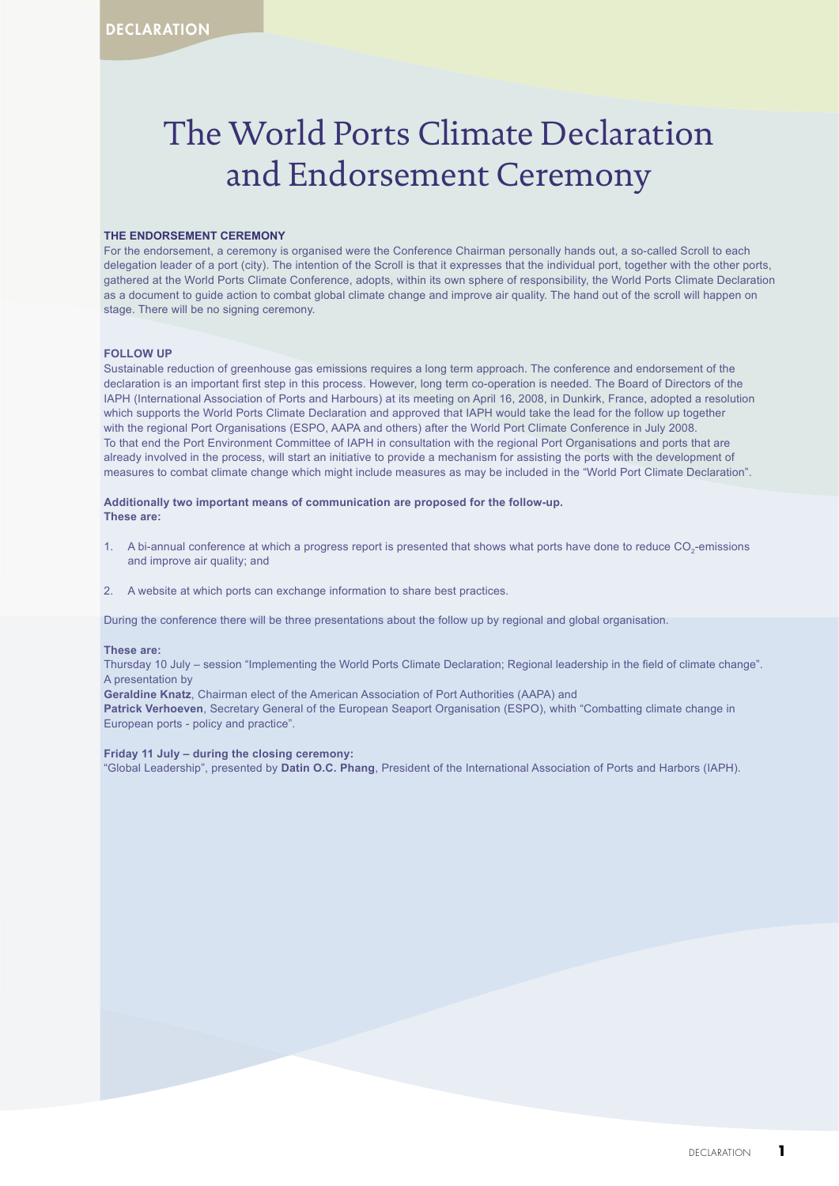# The World Ports Climate Declaration and Endorsement Ceremony

**THE ENDORSEMENT CEREMONY**

For the endorsement, a ceremony is organised were the Conference Chairman personally hands out, a so-called Scroll to each delegation leader of a port (city). The intention of the Scroll is that it expresses that the individual port, together with the other ports, gathered at the World Ports Climate Conference, adopts, within its own sphere of responsibility, the World Ports Climate Declaration as a document to guide action to combat global climate change and improve air quality. The hand out of the scroll will happen on stage. There will be no signing ceremony.

**FOLLOW UP**

Sustainable reduction of greenhouse gas emissions requires a long term approach. The conference and endorsement of the declaration is an important first step in this process. However, long term co-operation is needed. The Board of Directors of the IAPH (International Association of Ports and Harbours) at its meeting on April 16, 2008, in Dunkirk, France, adopted a resolution which supports the World Ports Climate Declaration and approved that IAPH would take the lead for the follow up together with the regional Port Organisations (ESPO, AAPA and others) after the World Port Climate Conference in July 2008.
To that end the Port Environment Committee of IAPH in consultation with the regional Port Organisations and ports that are already involved in the process, will start an initiative to provide a mechanism for assisting the ports with the development of measures to combat climate change which might include measures as may be included in the "World Port Climate Declaration".

**Additionally two important means of communication are proposed for the follow-up.**
**These are:**

1. A bi-annual conference at which a progress report is presented that shows what ports have done to reduce $CO_2$-emissions and improve air quality; and
2. A website at which ports can exchange information to share best practices.

During the conference there will be three presentations about the follow up by regional and global organisation.

**These are:**
Thursday 10 July – session "Implementing the World Ports Climate Declaration; Regional leadership in the field of climate change". A presentation by
**Geraldine Knatz**, Chairman elect of the American Association of Port Authorities (AAPA) and
**Patrick Verhoeven**, Secretary General of the European Seaport Organisation (ESPO), whith "Combatting climate change in European ports - policy and practice".

**Friday 11 July – during the closing ceremony:**
"Global Leadership", presented by **Datin O.C. Phang**, President of the International Association of Ports and Harbors (IAPH).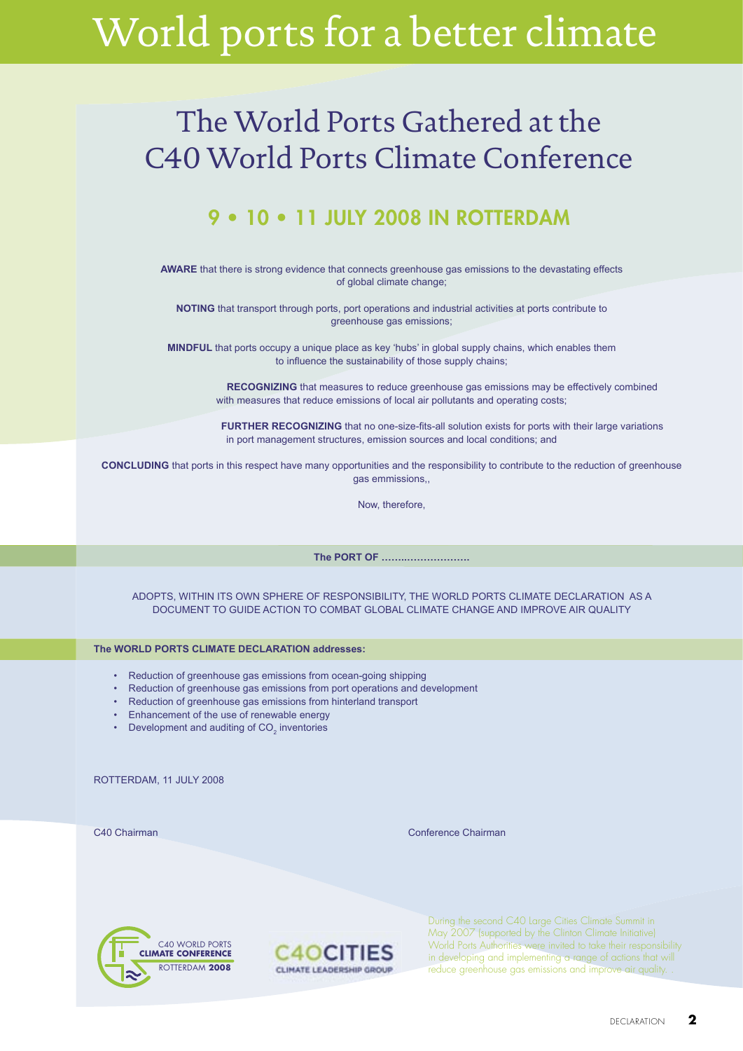# World ports for a better climate

## The World Ports Gathered at the C40 World Ports Climate Conference

### 9 • 10 • 11 JULY 2008 IN ROTTERDAM

**AWARE** that there is strong evidence that connects greenhouse gas emissions to the devastating effects of global climate change;

**NOTING** that transport through ports, port operations and industrial activities at ports contribute to greenhouse gas emissions;

**MINDFUL** that ports occupy a unique place as key 'hubs' in global supply chains, which enables them to influence the sustainability of those supply chains;

**RECOGNIZING** that measures to reduce greenhouse gas emissions may be effectively combined with measures that reduce emissions of local air pollutants and operating costs;

**FURTHER RECOGNIZING** that no one-size-fits-all solution exists for ports with their large variations in port management structures, emission sources and local conditions; and

**CONCLUDING** that ports in this respect have many opportunities and the responsibility to contribute to the reduction of greenhouse gas emmissions,,

Now, therefore,

**The PORT OF ……..………………**

ADOPTS, WITHIN ITS OWN SPHERE OF RESPONSIBILITY, THE WORLD PORTS CLIMATE DECLARATION AS A DOCUMENT TO GUIDE ACTION TO COMBAT GLOBAL CLIMATE CHANGE AND IMPROVE AIR QUALITY

**The WORLD PORTS CLIMATE DECLARATION addresses:**

- Reduction of greenhouse gas emissions from ocean-going shipping
- Reduction of greenhouse gas emissions from port operations and development
- Reduction of greenhouse gas emissions from hinterland transport
- Enhancement of the use of renewable energy
- Development and auditing of $CO_2$ inventories

ROTTERDAM, 11 JULY 2008

C40 Chairman

Conference Chairman

C40 WORLD PORTS CLIMATE CONFERENCE ROTTERDAM 2008

C40CITIES CLIMATE LEADERSHIP GROUP

During the second C40 Large Cities Climate Summit in May 2007 (supported by the Clinton Climate Initiative) World Ports Authorities were invited to take their responsibility in developing and implementing a range of actions that will reduce greenhouse gas emissions and improve air quality.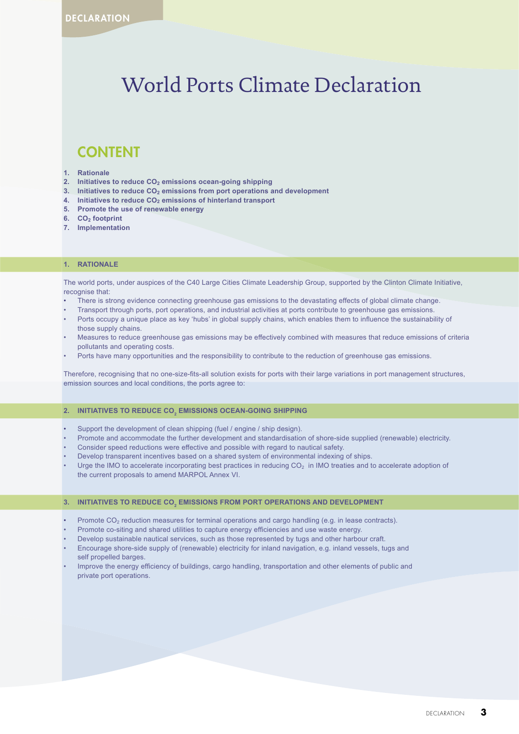# World Ports Climate Declaration

## CONTENT

1. **Rationale**
2. **Initiatives to reduce $CO_2$ emissions ocean-going shipping**
3. **Initiatives to reduce $CO_2$ emissions from port operations and development**
4. **Initiatives to reduce $CO_2$ emissions of hinterland transport**
5. **Promote the use of renewable energy**
6. **$CO_2$ footprint**
7. **Implementation**

### 1. RATIONALE

The world ports, under auspices of the C40 Large Cities Climate Leadership Group, supported by the Clinton Climate Initiative, recognise that:

- There is strong evidence connecting greenhouse gas emissions to the devastating effects of global climate change.
- Transport through ports, port operations, and industrial activities at ports contribute to greenhouse gas emissions.
- Ports occupy a unique place as key 'hubs' in global supply chains, which enables them to influence the sustainability of those supply chains.
- Measures to reduce greenhouse gas emissions may be effectively combined with measures that reduce emissions of criteria pollutants and operating costs.
- Ports have many opportunities and the responsibility to contribute to the reduction of greenhouse gas emissions.

Therefore, recognising that no one-size-fits-all solution exists for ports with their large variations in port management structures, emission sources and local conditions, the ports agree to:

### 2. INITIATIVES TO REDUCE $CO_2$ EMISSIONS OCEAN-GOING SHIPPING

- Support the development of clean shipping (fuel / engine / ship design).
- Promote and accommodate the further development and standardisation of shore-side supplied (renewable) electricity.
- Consider speed reductions were effective and possible with regard to nautical safety.
- Develop transparent incentives based on a shared system of environmental indexing of ships.
- Urge the IMO to accelerate incorporating best practices in reducing $CO_2$ in IMO treaties and to accelerate adoption of the current proposals to amend MARPOL Annex VI.

### 3. INITIATIVES TO REDUCE $CO_2$ EMISSIONS FROM PORT OPERATIONS AND DEVELOPMENT

- Promote $CO_2$ reduction measures for terminal operations and cargo handling (e.g. in lease contracts).
- Promote co-siting and shared utilities to capture energy efficiencies and use waste energy.
- Develop sustainable nautical services, such as those represented by tugs and other harbour craft.
- Encourage shore-side supply of (renewable) electricity for inland navigation, e.g. inland vessels, tugs and self propelled barges.
- Improve the energy efficiency of buildings, cargo handling, transportation and other elements of public and private port operations.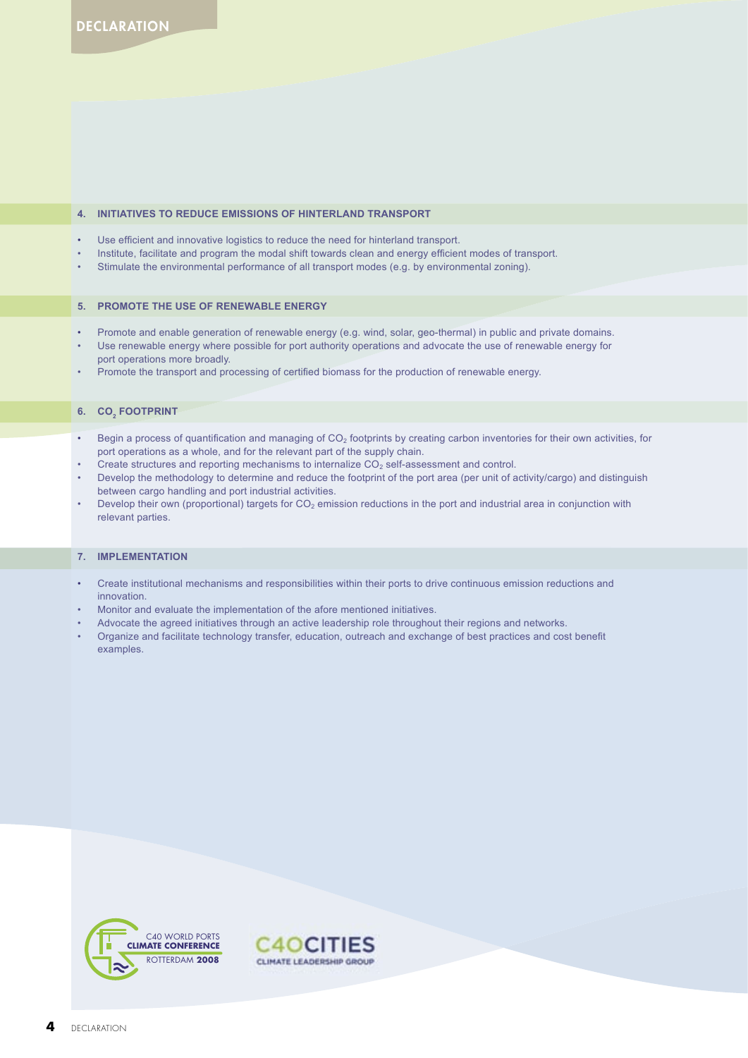DECLARATION

## 4. INITIATIVES TO REDUCE EMISSIONS OF HINTERLAND TRANSPORT

- Use efficient and innovative logistics to reduce the need for hinterland transport.
- Institute, facilitate and program the modal shift towards clean and energy efficient modes of transport.
- Stimulate the environmental performance of all transport modes (e.g. by environmental zoning).

## 5. PROMOTE THE USE OF RENEWABLE ENERGY

- Promote and enable generation of renewable energy (e.g. wind, solar, geo-thermal) in public and private domains.
- Use renewable energy where possible for port authority operations and advocate the use of renewable energy for port operations more broadly.
- Promote the transport and processing of certified biomass for the production of renewable energy.

## 6. $CO_2$ FOOTPRINT

- Begin a process of quantification and managing of $CO_2$ footprints by creating carbon inventories for their own activities, for port operations as a whole, and for the relevant part of the supply chain.
- Create structures and reporting mechanisms to internalize $CO_2$ self-assessment and control.
- Develop the methodology to determine and reduce the footprint of the port area (per unit of activity/cargo) and distinguish between cargo handling and port industrial activities.
- Develop their own (proportional) targets for $CO_2$ emission reductions in the port and industrial area in conjunction with relevant parties.

## 7. IMPLEMENTATION

- Create institutional mechanisms and responsibilities within their ports to drive continuous emission reductions and innovation.
- Monitor and evaluate the implementation of the afore mentioned initiatives.
- Advocate the agreed initiatives through an active leadership role throughout their regions and networks.
- Organize and facilitate technology transfer, education, outreach and exchange of best practices and cost benefit examples.

C40 WORLD PORTS
CLIMATE CONFERENCE
ROTTERDAM 2008

C40CITIES
CLIMATE LEADERSHIP GROUP